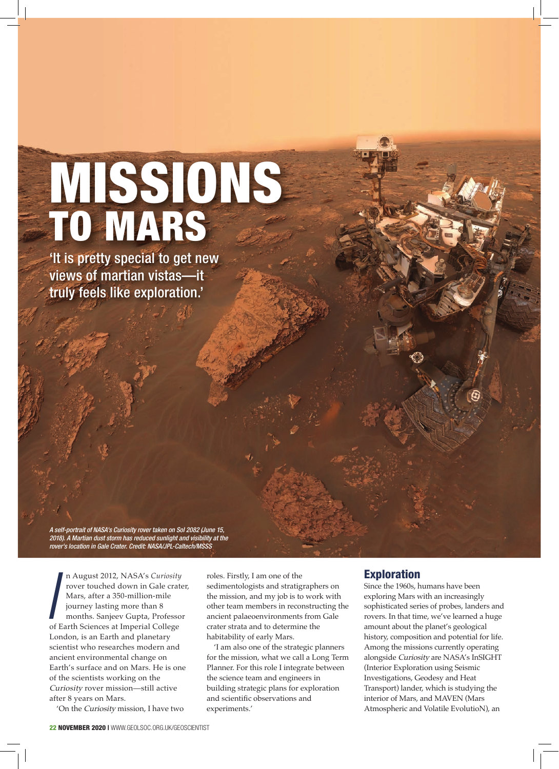# MISSIONS TO MARS

'It is pretty special to get new views of martian vistas—it truly feels like exploration.'

*A self-portrait of NASA's Curiosity rover taken on Sol 2082 (June 15, 2018). A Martian dust storm has reduced sunlight and visibility at the rover's location in Gale Crater. Credit: NASA/JPL-Caltech/MSSS*

In August 2012, NASA's *Curiosity* rover touched down in Gale crater, Mars, after a 350-million-mile journey lasting more than 8 months. Sanjeev Gupta, Professor of Earth Sciences at Imperial College London, is an Earth and planetary scientist who researches modern and ancient environmental change on Earth's surface and on Mars. He is one of the scientists working on the *Curiosity* rover mission—still active after 8 years on Mars.

'On the *Curiosity* mission, I have two roles. Firstly, I am one of the sedimentologists and stratigraphers on the mission, and my job is to work with other team members in reconstructing the ancient palaeoenvironments from Gale crater strata and to determine the habitability of early Mars.

'I am also one of the strategic planners for the mission, what we call a Long Term Planner. For this role I integrate between the science team and engineers in building strategic plans for exploration and scientific observations and experiments.'

## Exploration

Since the 1960s, humans have been exploring Mars with an increasingly sophisticated series of probes, landers and rovers. In that time, we've learned a huge amount about the planet's geological history, composition and potential for life. Among the missions currently operating alongside *Curiosity* are NASA's InSIGHT (Interior Exploration using Seismic Investigations, Geodesy and Heat Transport) lander, which is studying the interior of Mars, and MAVEN (Mars Atmospheric and Volatile EvolutioN), an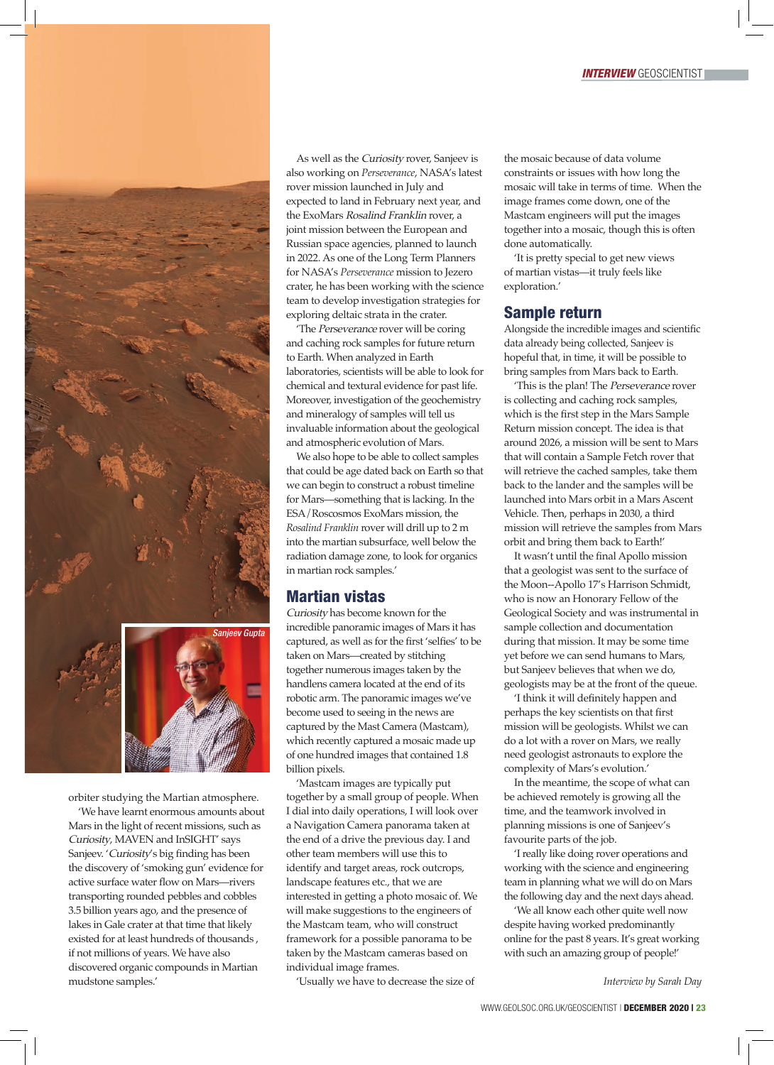orbiter studying the Martian atmosphere.

'We have learnt enormous amounts about Mars in the light of recent missions, such as *Curiosity*, MAVEN and InSIGHT' says Sanjeev. '*Curiosity*'s big finding has been the discovery of 'smoking gun' evidence for active surface water flow on Mars—rivers transporting rounded pebbles and cobbles 3.5 billion years ago, and the presence of lakes in Gale crater at that time that likely existed for at least hundreds of thousands , if not millions of years. We have also discovered organic compounds in Martian mudstone samples.'

Sanjeev Gupta

As well as the *Curiosity* rover, Sanjeev is also working on *Perseverance*, NASA's latest rover mission launched in July and expected to land in February next year, and the ExoMars *Rosalind Franklin* rover, a joint mission between the European and Russian space agencies, planned to launch in 2022. As one of the Long Term Planners for NASA's *Perseverance* mission to Jezero crater, he has been working with the science team to develop investigation strategies for exploring deltaic strata in the crater.

'The *Perseverance* rover will be coring and caching rock samples for future return to Earth. When analyzed in Earth laboratories, scientists will be able to look for chemical and textural evidence for past life. Moreover, investigation of the geochemistry and mineralogy of samples will tell us invaluable information about the geological and atmospheric evolution of Mars.

We also hope to be able to collect samples that could be age dated back on Earth so that we can begin to construct a robust timeline for Mars—something that is lacking. In the ESA/Roscosmos ExoMars mission, the *Rosalind Franklin* rover will drill up to 2 m into the martian subsurface, well below the radiation damage zone, to look for organics in martian rock samples.'

## Martian vistas

*Curiosity* has become known for the incredible panoramic images of Mars it has captured, as well as for the first 'selfies' to be taken on Mars—created by stitching together numerous images taken by the handlens camera located at the end of its robotic arm. The panoramic images we've become used to seeing in the news are captured by the Mast Camera (Mastcam), which recently captured a mosaic made up of one hundred images that contained 1.8 billion pixels.

'Mastcam images are typically put together by a small group of people. When I dial into daily operations, I will look over a Navigation Camera panorama taken at the end of a drive the previous day. I and other team members will use this to identify and target areas, rock outcrops, landscape features etc., that we are interested in getting a photo mosaic of. We will make suggestions to the engineers of the Mastcam team, who will construct framework for a possible panorama to be taken by the Mastcam cameras based on individual image frames.

'Usually we have to decrease the size of the mosaic because of data volume constraints or issues with how long the mosaic will take in terms of time. When the image frames come down, one of the Mastcam engineers will put the images together into a mosaic, though this is often done automatically.

'It is pretty special to get new views of martian vistas—it truly feels like exploration.'

## Sample return

Alongside the incredible images and scientific data already being collected, Sanjeev is hopeful that, in time, it will be possible to bring samples from Mars back to Earth.

'This is the plan! The *Perseverance* rover is collecting and caching rock samples, which is the first step in the Mars Sample Return mission concept. The idea is that around 2026, a mission will be sent to Mars that will contain a Sample Fetch rover that will retrieve the cached samples, take them back to the lander and the samples will be launched into Mars orbit in a Mars Ascent Vehicle. Then, perhaps in 2030, a third mission will retrieve the samples from Mars orbit and bring them back to Earth!'

It wasn't until the final Apollo mission that a geologist was sent to the surface of the Moon--Apollo 17's Harrison Schmidt, who is now an Honorary Fellow of the Geological Society and was instrumental in sample collection and documentation during that mission. It may be some time yet before we can send humans to Mars, but Sanjeev believes that when we do, geologists may be at the front of the queue.

'I think it will definitely happen and perhaps the key scientists on that first mission will be geologists. Whilst we can do a lot with a rover on Mars, we really need geologist astronauts to explore the complexity of Mars's evolution.'

In the meantime, the scope of what can be achieved remotely is growing all the time, and the teamwork involved in planning missions is one of Sanjeev's favourite parts of the job.

'I really like doing rover operations and working with the science and engineering team in planning what we will do on Mars the following day and the next days ahead.

'We all know each other quite well now despite having worked predominantly online for the past 8 years. It's great working with such an amazing group of people!'

*Interview by Sarah Day*